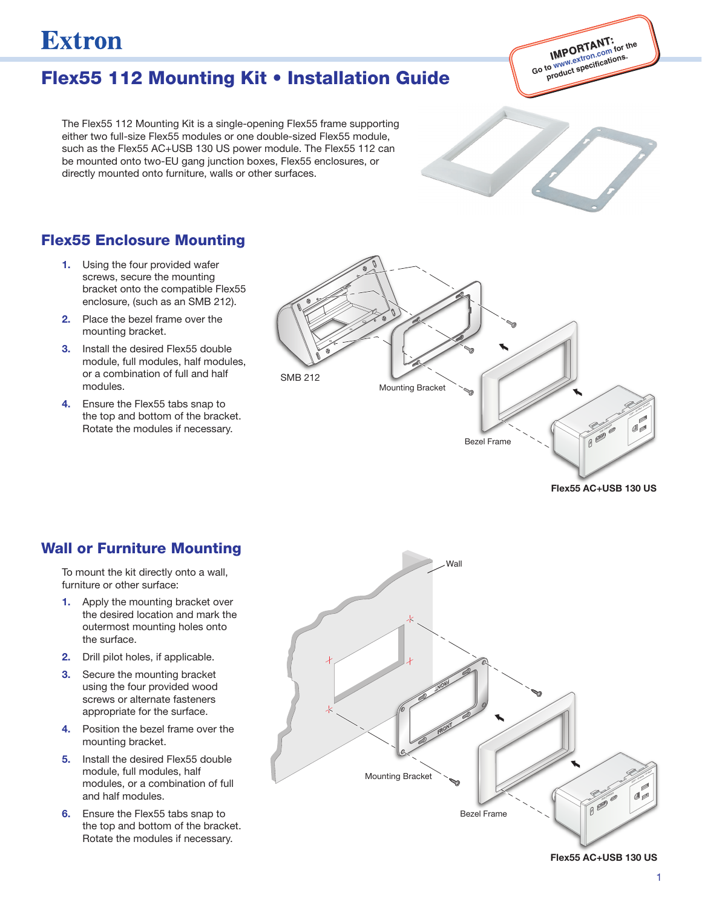Extron

# Flex55 112 Mounting Kit • Installation Guide

**IMPORTANT:** Go to www.extron.com for the product specifications.

The Flex55 112 Mounting Kit is a single-opening Flex55 frame supporting either two full-size Flex55 modules or one double-sized Flex55 module, such as the Flex55 AC+USB 130 US power module. The Flex55 112 can be mounted onto two-EU gang junction boxes, Flex55 enclosures, or directly mounted onto furniture, walls or other surfaces.

## Flex55 Enclosure Mounting

1. Using the four provided wafer screws, secure the mounting bracket onto the compatible Flex55 enclosure, (such as an SMB 212).
2. Place the bezel frame over the mounting bracket.
3. Install the desired Flex55 double module, full modules, half modules, or a combination of full and half modules.
4. Ensure the Flex55 tabs snap to the top and bottom of the bracket. Rotate the modules if necessary.

SMB 212

Mounting Bracket

Bezel Frame

**Flex55 AC+USB 130 US**

## Wall or Furniture Mounting

To mount the kit directly onto a wall, furniture or other surface:

1. Apply the mounting bracket over the desired location and mark the outermost mounting holes onto the surface.
2. Drill pilot holes, if applicable.
3. Secure the mounting bracket using the four provided wood screws or alternate fasteners appropriate for the surface.
4. Position the bezel frame over the mounting bracket.
5. Install the desired Flex55 double module, full modules, half modules, or a combination of full and half modules.
6. Ensure the Flex55 tabs snap to the top and bottom of the bracket. Rotate the modules if necessary.

Wall

Mounting Bracket

Bezel Frame

**Flex55 AC+USB 130 US**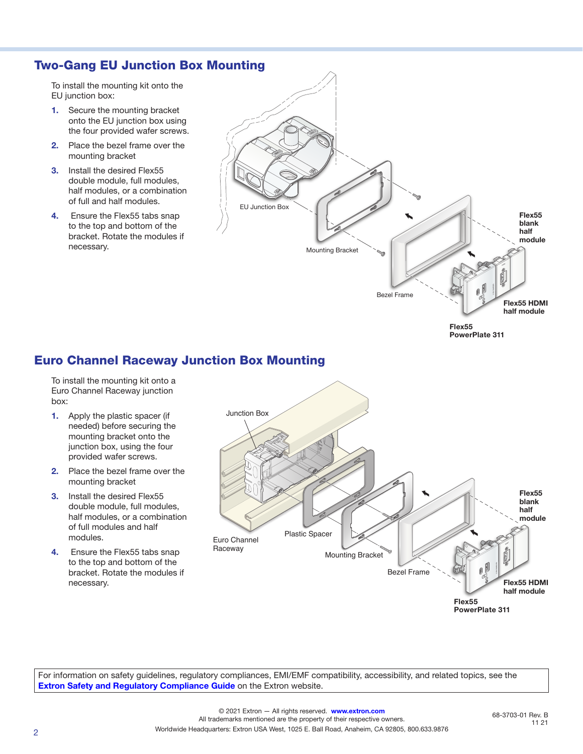## Two-Gang EU Junction Box Mounting

To install the mounting kit onto the EU junction box:

1. Secure the mounting bracket onto the EU junction box using the four provided wafer screws.
2. Place the bezel frame over the mounting bracket
3. Install the desired Flex55 double module, full modules, half modules, or a combination of full and half modules.
4. Ensure the Flex55 tabs snap to the top and bottom of the bracket. Rotate the modules if necessary.

EU Junction Box

Mounting Bracket

Bezel Frame

**Flex55 blank half module**

**Flex55 HDMI half module**

**Flex55 PowerPlate 311**

## Euro Channel Raceway Junction Box Mounting

To install the mounting kit onto a Euro Channel Raceway junction box:

1. Apply the plastic spacer (if needed) before securing the mounting bracket onto the junction box, using the four provided wafer screws.
2. Place the bezel frame over the mounting bracket
3. Install the desired Flex55 double module, full modules, half modules, or a combination of full modules and half modules.
4. Ensure the Flex55 tabs snap to the top and bottom of the bracket. Rotate the modules if necessary.

Junction Box

Euro Channel Raceway

Plastic Spacer

Mounting Bracket

Bezel Frame

**Flex55 blank half module**

**Flex55 HDMI half module**

**Flex55 PowerPlate 311**

For information on safety guidelines, regulatory compliances, EMI/EMF compatibility, accessibility, and related topics, see the **Extron Safety and Regulatory Compliance Guide** on the Extron website.

© 2021 Extron — All rights reserved. **www.extron.com**
All trademarks mentioned are the property of their respective owners.
Worldwide Headquarters: Extron USA West, 1025 E. Ball Road, Anaheim, CA 92805, 800.633.9876

68-3703-01 Rev. B
11 21